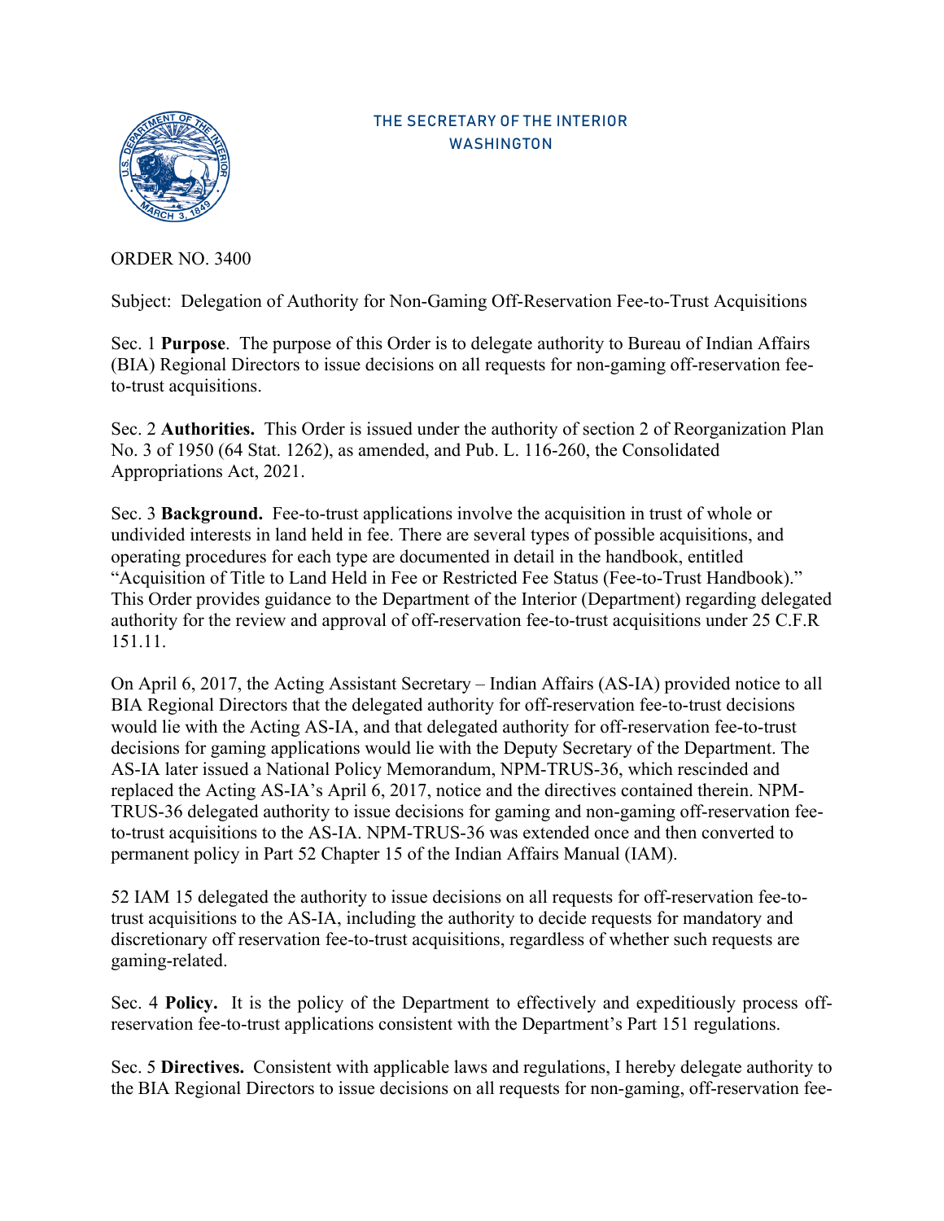THE SECRETARY OF THE INTERIOR
WASHINGTON

ORDER NO. 3400

Subject: Delegation of Authority for Non-Gaming Off-Reservation Fee-to-Trust Acquisitions

Sec. 1 **Purpose**. The purpose of this Order is to delegate authority to Bureau of Indian Affairs (BIA) Regional Directors to issue decisions on all requests for non-gaming off-reservation fee-to-trust acquisitions.

Sec. 2 **Authorities.** This Order is issued under the authority of section 2 of Reorganization Plan No. 3 of 1950 (64 Stat. 1262), as amended, and Pub. L. 116-260, the Consolidated Appropriations Act, 2021.

Sec. 3 **Background.** Fee-to-trust applications involve the acquisition in trust of whole or undivided interests in land held in fee. There are several types of possible acquisitions, and operating procedures for each type are documented in detail in the handbook, entitled "Acquisition of Title to Land Held in Fee or Restricted Fee Status (Fee-to-Trust Handbook)." This Order provides guidance to the Department of the Interior (Department) regarding delegated authority for the review and approval of off-reservation fee-to-trust acquisitions under 25 C.F.R 151.11.

On April 6, 2017, the Acting Assistant Secretary – Indian Affairs (AS-IA) provided notice to all BIA Regional Directors that the delegated authority for off-reservation fee-to-trust decisions would lie with the Acting AS-IA, and that delegated authority for off-reservation fee-to-trust decisions for gaming applications would lie with the Deputy Secretary of the Department. The AS-IA later issued a National Policy Memorandum, NPM-TRUS-36, which rescinded and replaced the Acting AS-IA's April 6, 2017, notice and the directives contained therein. NPM-TRUS-36 delegated authority to issue decisions for gaming and non-gaming off-reservation fee-to-trust acquisitions to the AS-IA. NPM-TRUS-36 was extended once and then converted to permanent policy in Part 52 Chapter 15 of the Indian Affairs Manual (IAM).

52 IAM 15 delegated the authority to issue decisions on all requests for off-reservation fee-to-trust acquisitions to the AS-IA, including the authority to decide requests for mandatory and discretionary off reservation fee-to-trust acquisitions, regardless of whether such requests are gaming-related.

Sec. 4 **Policy.** It is the policy of the Department to effectively and expeditiously process off-reservation fee-to-trust applications consistent with the Department's Part 151 regulations.

Sec. 5 **Directives.** Consistent with applicable laws and regulations, I hereby delegate authority to the BIA Regional Directors to issue decisions on all requests for non-gaming, off-reservation fee-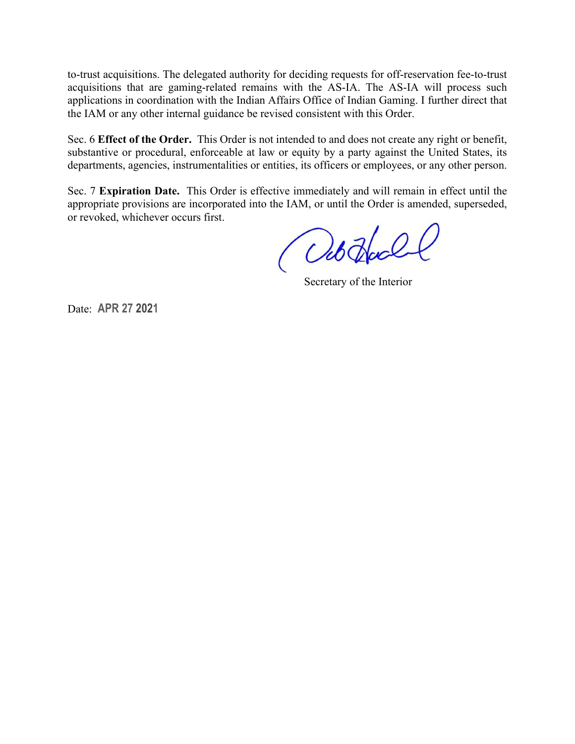to-trust acquisitions. The delegated authority for deciding requests for off-reservation fee-to-trust acquisitions that are gaming-related remains with the AS-IA. The AS-IA will process such applications in coordination with the Indian Affairs Office of Indian Gaming. I further direct that the IAM or any other internal guidance be revised consistent with this Order.

Sec. 6 **Effect of the Order.** This Order is not intended to and does not create any right or benefit, substantive or procedural, enforceable at law or equity by a party against the United States, its departments, agencies, instrumentalities or entities, its officers or employees, or any other person.

Sec. 7 **Expiration Date.** This Order is effective immediately and will remain in effect until the appropriate provisions are incorporated into the IAM, or until the Order is amended, superseded, or revoked, whichever occurs first.

Secretary of the Interior

Date: **APR 27 2021**